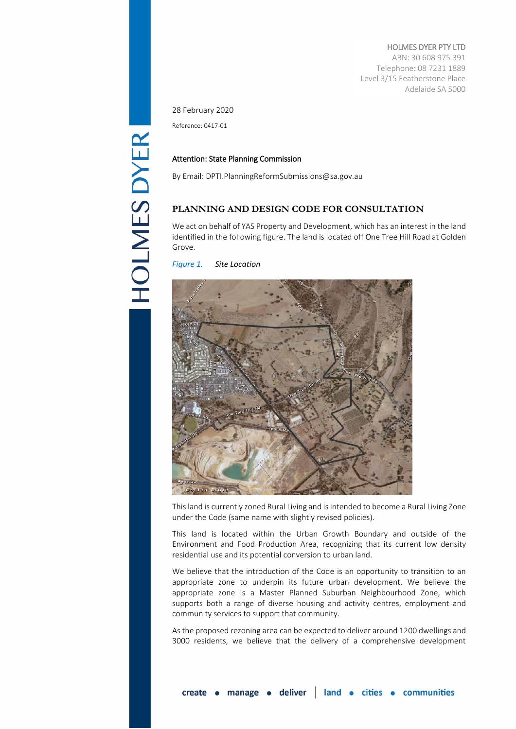HOLMES DYER PTY LTD
ABN: 30 608 975 391
Telephone: 08 7231 1889
Level 3/15 Featherstone Place
Adelaide SA 5000

28 February 2020

Reference: 0417-01

**Attention: State Planning Commission**

By Email: DPTI.PlanningReformSubmissions@sa.gov.au

## PLANNING AND DESIGN CODE FOR CONSULTATION

We act on behalf of YAS Property and Development, which has an interest in the land identified in the following figure. The land is located off One Tree Hill Road at Golden Grove.

*Figure 1. Site Location*

This land is currently zoned Rural Living and is intended to become a Rural Living Zone under the Code (same name with slightly revised policies).

This land is located within the Urban Growth Boundary and outside of the Environment and Food Production Area, recognizing that its current low density residential use and its potential conversion to urban land.

We believe that the introduction of the Code is an opportunity to transition to an appropriate zone to underpin its future urban development. We believe the appropriate zone is a Master Planned Suburban Neighbourhood Zone, which supports both a range of diverse housing and activity centres, employment and community services to support that community.

As the proposed rezoning area can be expected to deliver around 1200 dwellings and 3000 residents, we believe that the delivery of a comprehensive development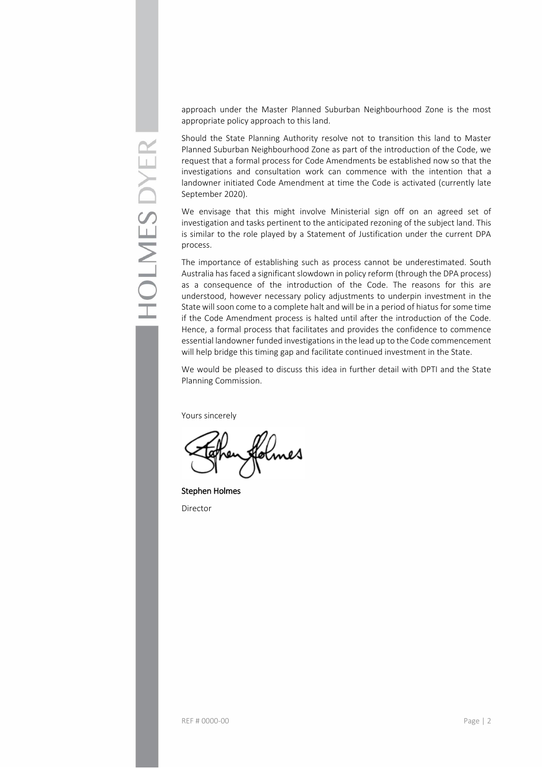approach under the Master Planned Suburban Neighbourhood Zone is the most appropriate policy approach to this land.

Should the State Planning Authority resolve not to transition this land to Master Planned Suburban Neighbourhood Zone as part of the introduction of the Code, we request that a formal process for Code Amendments be established now so that the investigations and consultation work can commence with the intention that a landowner initiated Code Amendment at time the Code is activated (currently late September 2020).

We envisage that this might involve Ministerial sign off on an agreed set of investigation and tasks pertinent to the anticipated rezoning of the subject land. This is similar to the role played by a Statement of Justification under the current DPA process.

The importance of establishing such as process cannot be underestimated. South Australia has faced a significant slowdown in policy reform (through the DPA process) as a consequence of the introduction of the Code. The reasons for this are understood, however necessary policy adjustments to underpin investment in the State will soon come to a complete halt and will be in a period of hiatus for some time if the Code Amendment process is halted until after the introduction of the Code. Hence, a formal process that facilitates and provides the confidence to commence essential landowner funded investigations in the lead up to the Code commencement will help bridge this timing gap and facilitate continued investment in the State.

We would be pleased to discuss this idea in further detail with DPTI and the State Planning Commission.

Yours sincerely

**Stephen Holmes**

Director